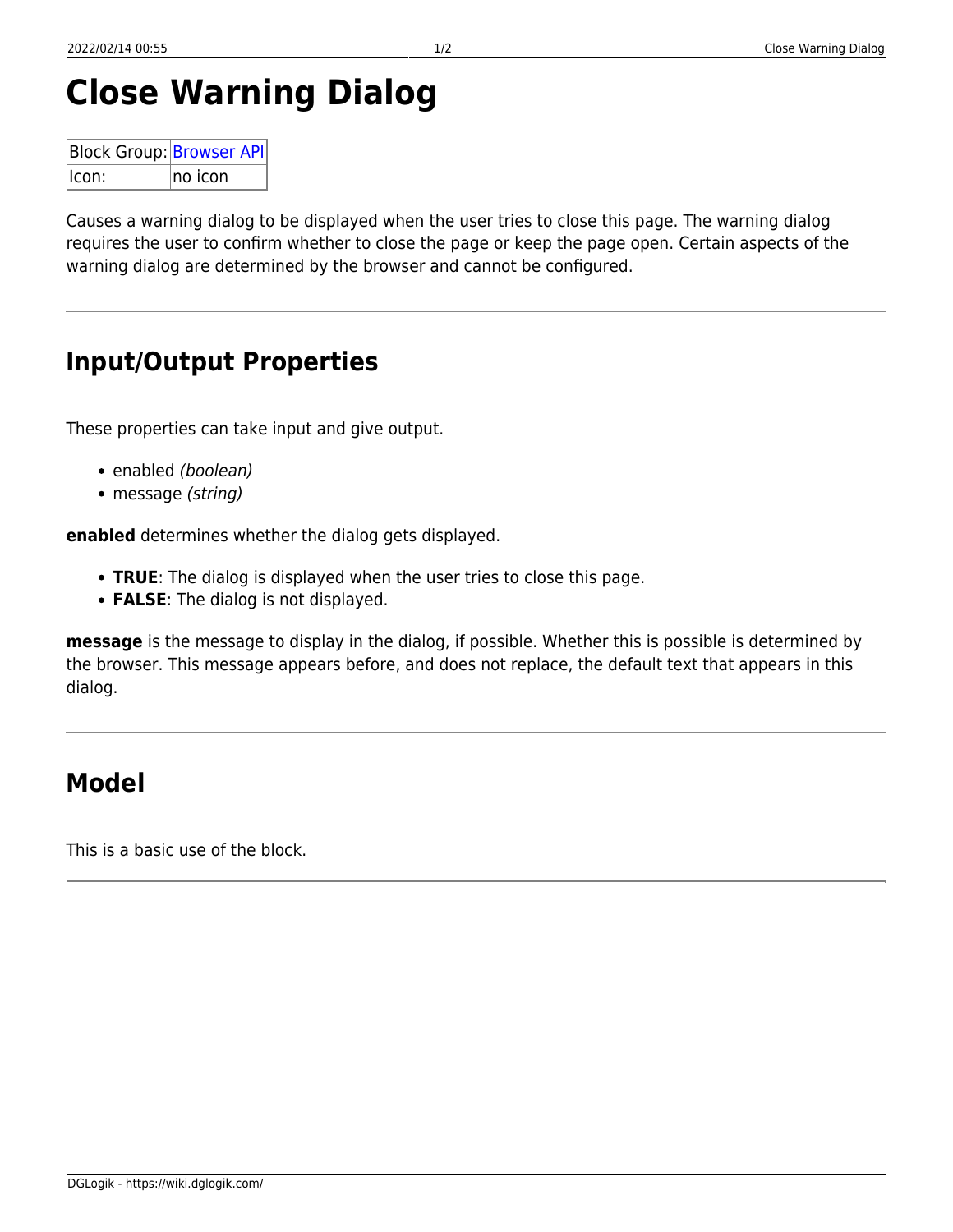# Close Warning Dialog

| Block Group: | Browser API |
|---|---|
| Icon: | no icon |

Causes a warning dialog to be displayed when the user tries to close this page. The warning dialog requires the user to confirm whether to close the page or keep the page open. Certain aspects of the warning dialog are determined by the browser and cannot be configured.

---

## Input/Output Properties

These properties can take input and give output.

- enabled *(boolean)*
- message *(string)*

**enabled** determines whether the dialog gets displayed.

- **TRUE**: The dialog is displayed when the user tries to close this page.
- **FALSE**: The dialog is not displayed.

**message** is the message to display in the dialog, if possible. Whether this is possible is determined by the browser. This message appears before, and does not replace, the default text that appears in this dialog.

---

## Model

This is a basic use of the block.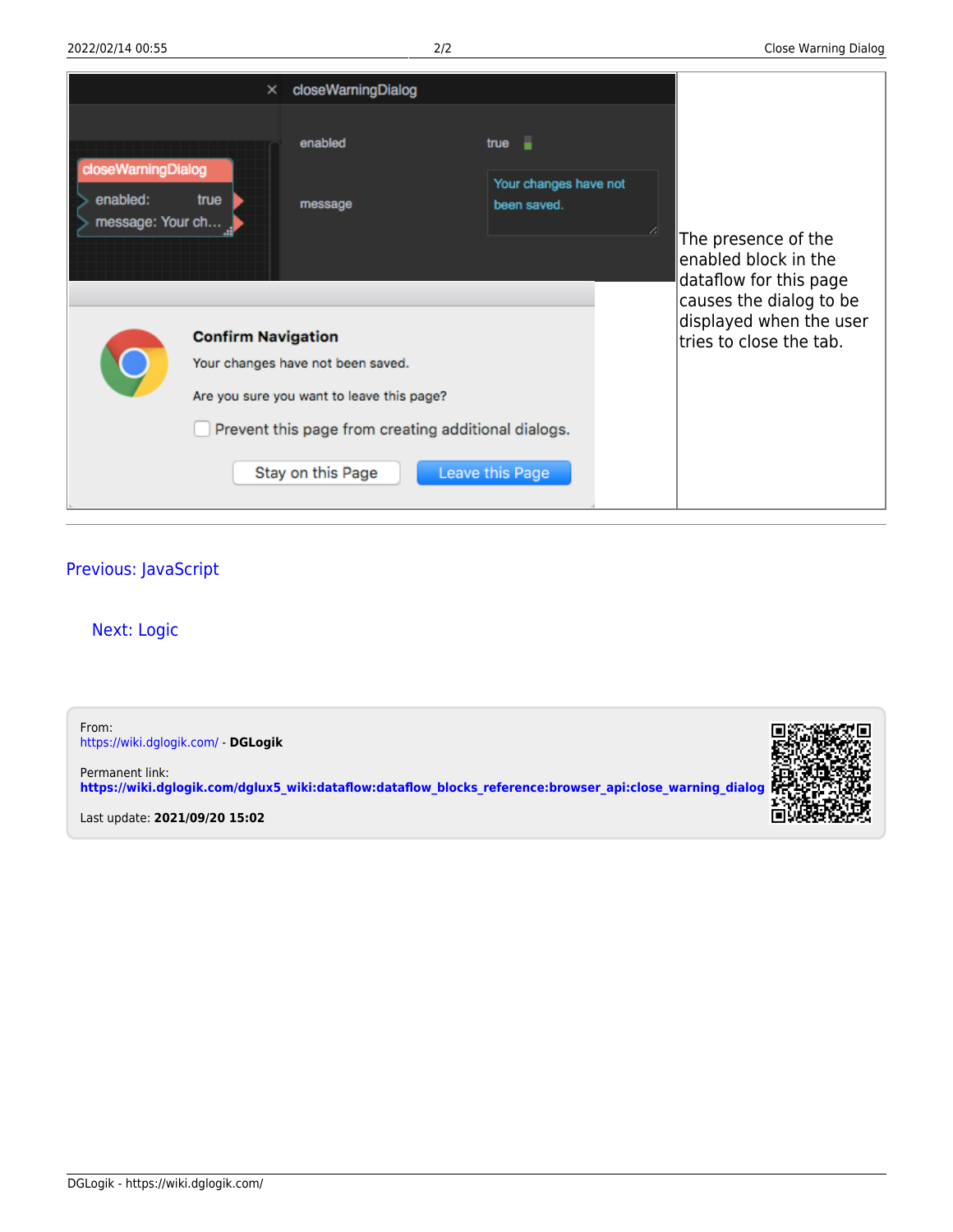| | |
|---|---|
| | The presence of the enabled block in the dataflow for this page causes the dialog to be displayed when the user tries to close the tab. |

---

Previous: JavaScript

Next: Logic

From:
https://wiki.dglogik.com/ - **DGLogik**

Permanent link:
**https://wiki.dglogik.com/dglux5_wiki:dataflow:dataflow_blocks_reference:browser_api:close_warning_dialog**

Last update: **2021/09/20 15:02**